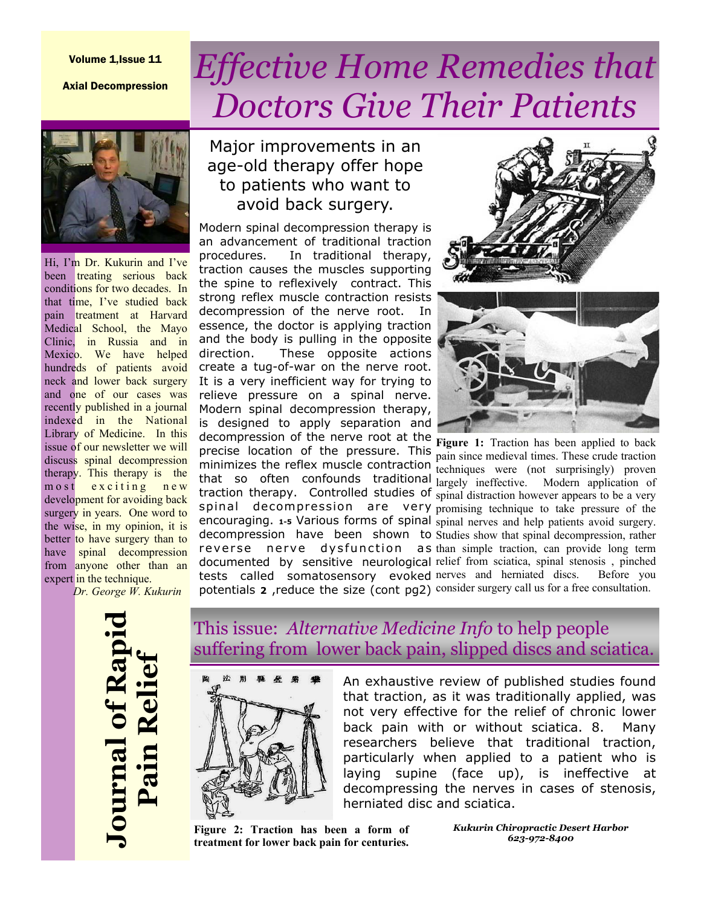Volume 1,Issue 11

Axial Decompression

# Effective Home Remedies that Doctors Give Their Patients

Hi, I'm Dr. Kukurin and I've been treating serious back conditions for two decades. In that time, I've studied back pain treatment at Harvard Medical School, the Mayo Clinic, in Russia and in Mexico. We have helped hundreds of patients avoid neck and lower back surgery and one of our cases was recently published in a journal indexed in the National Library of Medicine. In this issue of our newsletter we will discuss spinal decompression therapy. This therapy is the most exciting new development for avoiding back surgery in years. One word to the wise, in my opinion, it is better to have surgery than to have spinal decompression from anyone other than an expert in the technique.

*Dr. George W. Kukurin*

**Journal of Rapid Pain Relief**

## Major improvements in an age-old therapy offer hope to patients who want to avoid back surgery.

Modern spinal decompression therapy is an advancement of traditional traction procedures. In traditional therapy, traction causes the muscles supporting the spine to reflexively contract. This strong reflex muscle contraction resists decompression of the nerve root. In essence, the doctor is applying traction and the body is pulling in the opposite direction. These opposite actions create a tug-of-war on the nerve root. It is a very inefficient way for trying to relieve pressure on a spinal nerve. Modern spinal decompression therapy, is designed to apply separation and decompression of the nerve root at the precise location of the pressure. This minimizes the reflex muscle contraction that so often confounds traditional traction therapy. Controlled studies of spinal decompression are very encouraging. 1-5 Various forms of spinal decompression have been shown to reverse nerve dysfunction as documented by sensitive neurological tests called somatosensory evoked potentials 2 ,reduce the size (cont pg2)

**Figure 1:** Traction has been applied to back pain since medieval times. These crude traction techniques were (not surprisingly) proven largely ineffective. Modern application of spinal distraction however appears to be a very promising technique to take pressure of the spinal nerves and help patients avoid surgery. Studies show that spinal decompression, rather than simple traction, can provide long term relief from sciatica, spinal stenosis , pinched nerves and herniated discs. Before you consider surgery call us for a free consultation.

## This issue: *Alternative Medicine Info* to help people suffering from lower back pain, slipped discs and sciatica.

**Figure 2: Traction has been a form of treatment for lower back pain for centuries.**

An exhaustive review of published studies found that traction, as it was traditionally applied, was not very effective for the relief of chronic lower back pain with or without sciatica. 8. Many researchers believe that traditional traction, particularly when applied to a patient who is laying supine (face up), is ineffective at decompressing the nerves in cases of stenosis, herniated disc and sciatica.

***Kukurin Chiropractic Desert Harbor***
***623-972-8400***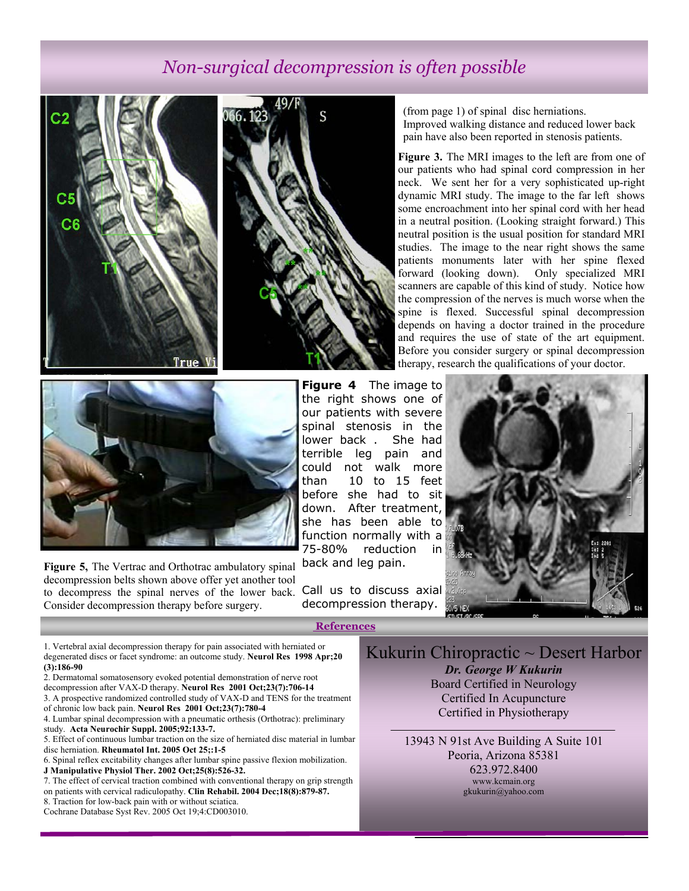# *Non-surgical decompression is often possible*

(from page 1) of spinal disc herniations. Improved walking distance and reduced lower back pain have also been reported in stenosis patients.

**Figure 3.** The MRI images to the left are from one of our patients who had spinal cord compression in her neck. We sent her for a very sophisticated up-right dynamic MRI study. The image to the far left shows some encroachment into her spinal cord with her head in a neutral position. (Looking straight forward.) This neutral position is the usual position for standard MRI studies. The image to the near right shows the same patients monuments later with her spine flexed forward (looking down). Only specialized MRI scanners are capable of this kind of study. Notice how the compression of the nerves is much worse when the spine is flexed. Successful spinal decompression depends on having a doctor trained in the procedure and requires the use of state of the art equipment. Before you consider surgery or spinal decompression therapy, research the qualifications of your doctor.

**Figure 4** The image to the right shows one of our patients with severe spinal stenosis in the lower back . She had terrible leg pain and could not walk more than 10 to 15 feet before she had to sit down. After treatment, she has been able to function normally with a 75-80% reduction in back and leg pain.

Call us to discuss axial decompression therapy.

**Figure 5,** The Vertrac and Orthotrac ambulatory spinal decompression belts shown above offer yet another tool to decompress the spinal nerves of the lower back. Consider decompression therapy before surgery.

## References

1. Vertebral axial decompression therapy for pain associated with herniated or degenerated discs or facet syndrome: an outcome study. **Neurol Res 1998 Apr;20 (3):186-90**
2. Dermatomal somatosensory evoked potential demonstration of nerve root decompression after VAX-D therapy. **Neurol Res 2001 Oct;23(7):706-14**
3. A prospective randomized controlled study of VAX-D and TENS for the treatment of chronic low back pain. **Neurol Res 2001 Oct;23(7):780-4**
4. Lumbar spinal decompression with a pneumatic orthesis (Orthotrac): preliminary study. **Acta Neurochir Suppl. 2005;92:133-7.**
5. Effect of continuous lumbar traction on the size of herniated disc material in lumbar disc herniation. **Rheumatol Int. 2005 Oct 25;:1-5**
6. Spinal reflex excitability changes after lumbar spine passive flexion mobilization. **J Manipulative Physiol Ther. 2002 Oct;25(8):526-32.**
7. The effect of cervical traction combined with conventional therapy on grip strength on patients with cervical radiculopathy. **Clin Rehabil. 2004 Dec;18(8):879-87.**
8. Traction for low-back pain with or without sciatica. Cochrane Database Syst Rev. 2005 Oct 19;4:CD003010.

## Kukurin Chiropractic ~ Desert Harbor

***Dr. George W Kukurin***

Board Certified in Neurology

Certified In Acupuncture

Certified in Physiotherapy

13943 N 91st Ave Building A Suite 101

Peoria, Arizona 85381

623.972.8400

www.kcmain.org

gkukurin@yahoo.com